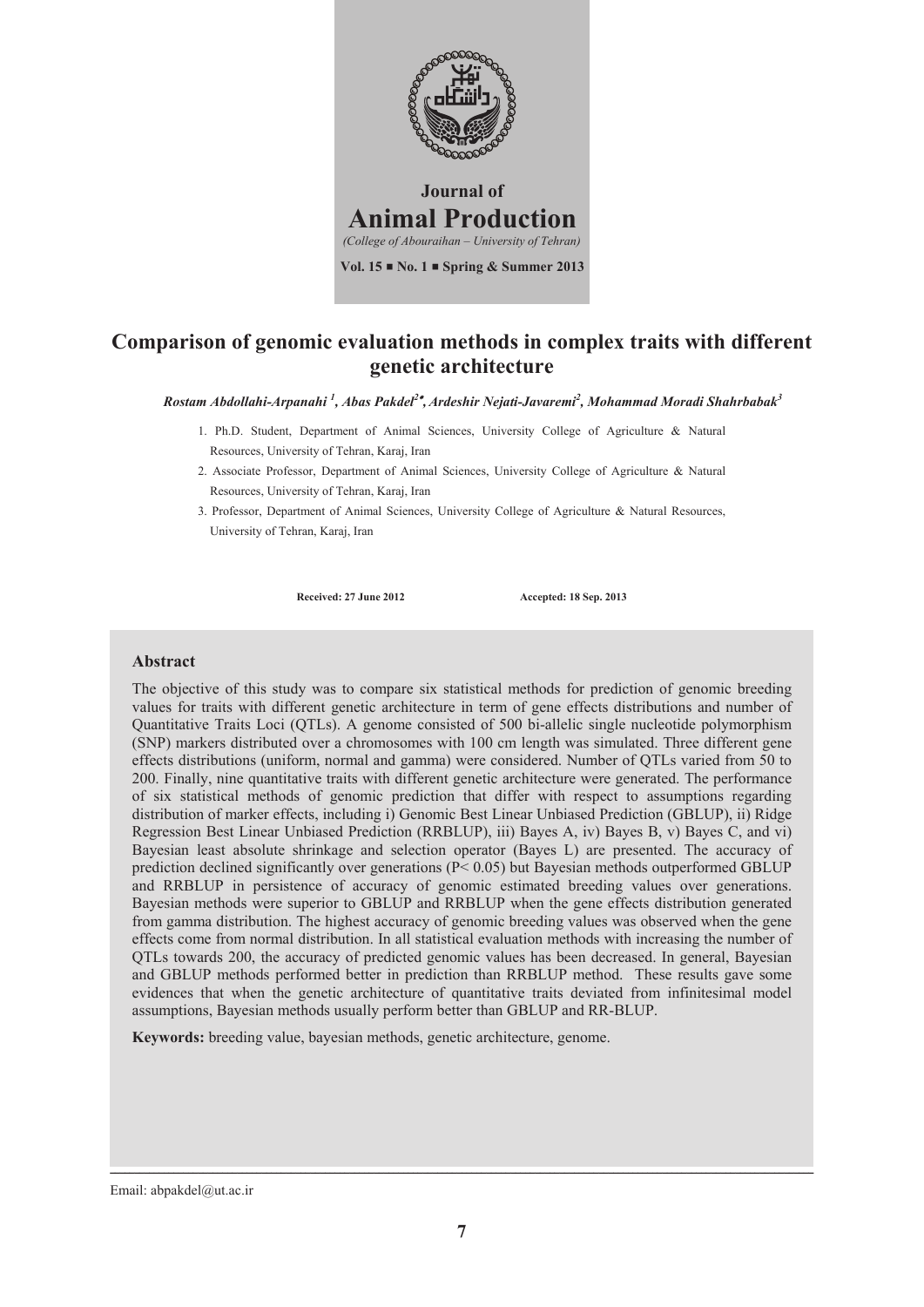Journal of

**Animal Production**

*(College of Abouraihan – University of Tehran)*

**Vol. 15 ■ No. 1 ■ Spring & Summer 2013**

# Comparison of genomic evaluation methods in complex traits with different genetic architecture

***Rostam Abdollahi-Arpanahi [1], Abas Pakdel[2*], Ardeshir Nejati-Javaremi[2], Mohammad Moradi Shahrbabak[3]***

1. Ph.D. Student, Department of Animal Sciences, University College of Agriculture & Natural Resources, University of Tehran, Karaj, Iran
2. Associate Professor, Department of Animal Sciences, University College of Agriculture & Natural Resources, University of Tehran, Karaj, Iran
3. Professor, Department of Animal Sciences, University College of Agriculture & Natural Resources, University of Tehran, Karaj, Iran

**Received: 27 June 2012** **Accepted: 18 Sep. 2013**

## Abstract

The objective of this study was to compare six statistical methods for prediction of genomic breeding values for traits with different genetic architecture in term of gene effects distributions and number of Quantitative Traits Loci (QTLs). A genome consisted of 500 bi-allelic single nucleotide polymorphism (SNP) markers distributed over a chromosomes with 100 cm length was simulated. Three different gene effects distributions (uniform, normal and gamma) were considered. Number of QTLs varied from 50 to 200. Finally, nine quantitative traits with different genetic architecture were generated. The performance of six statistical methods of genomic prediction that differ with respect to assumptions regarding distribution of marker effects, including i) Genomic Best Linear Unbiased Prediction (GBLUP), ii) Ridge Regression Best Linear Unbiased Prediction (RRBLUP), iii) Bayes A, iv) Bayes B, v) Bayes C, and vi) Bayesian least absolute shrinkage and selection operator (Bayes L) are presented. The accuracy of prediction declined significantly over generations ($P < 0.05$) but Bayesian methods outperformed GBLUP and RRBLUP in persistence of accuracy of genomic estimated breeding values over generations. Bayesian methods were superior to GBLUP and RRBLUP when the gene effects distribution generated from gamma distribution. The highest accuracy of genomic breeding values was observed when the gene effects come from normal distribution. In all statistical evaluation methods with increasing the number of QTLs towards 200, the accuracy of predicted genomic values has been decreased. In general, Bayesian and GBLUP methods performed better in prediction than RRBLUP method. These results gave some evidences that when the genetic architecture of quantitative traits deviated from infinitesimal model assumptions, Bayesian methods usually perform better than GBLUP and RR-BLUP.

**Keywords:** breeding value, bayesian methods, genetic architecture, genome.

Email: abpakdel@ut.ac.ir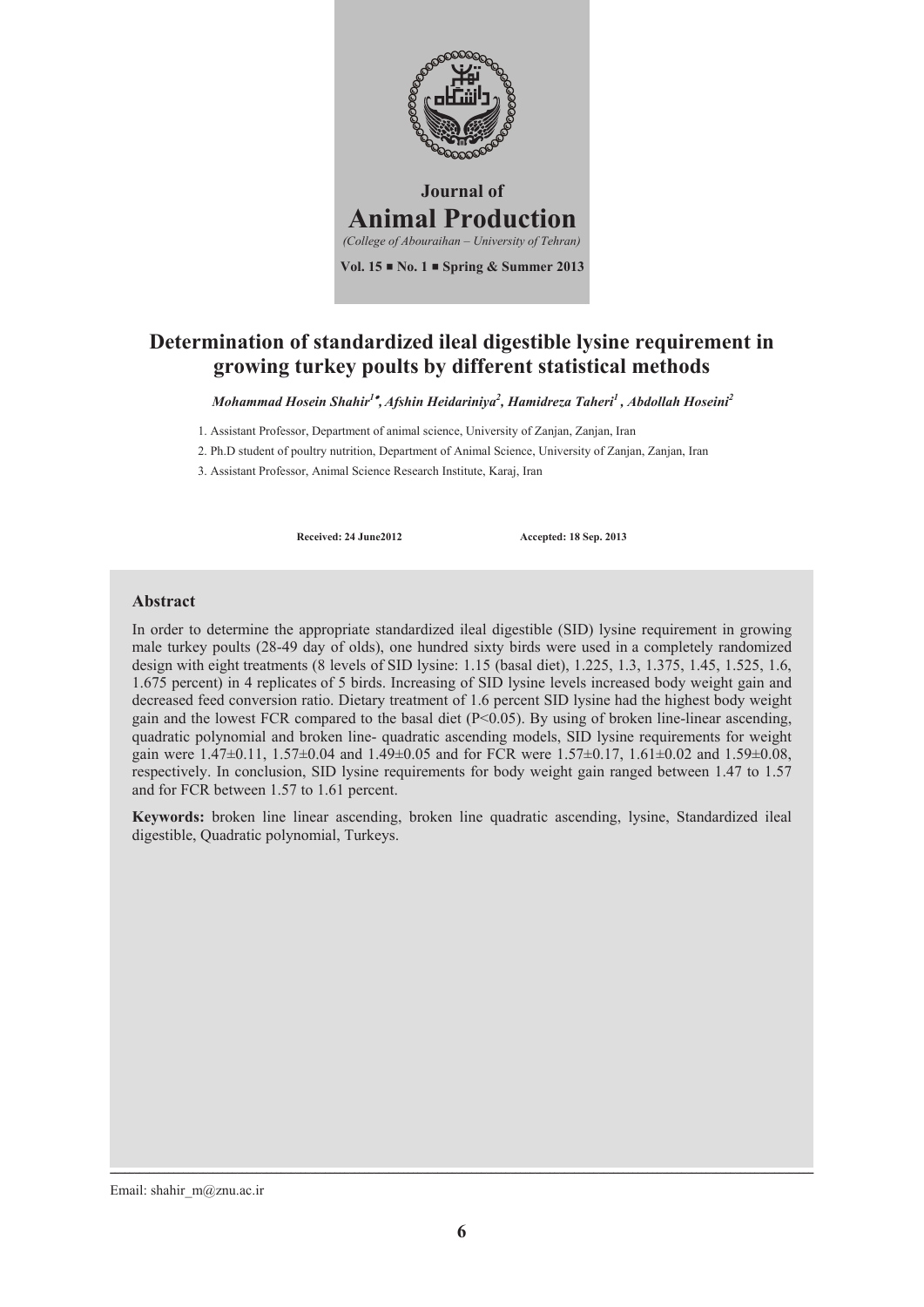**Journal of**

**Animal Production**

*(College of Abouraihan – University of Tehran)*

**Vol. 15 ■ No. 1 ■ Spring & Summer 2013**

# Determination of standardized ileal digestible lysine requirement in growing turkey poults by different statistical methods

***Mohammad Hosein Shahir[1]\*, Afshin Heidariniya[2], Hamidreza Taheri[1], Abdollah Hoseini[2]***

1. Assistant Professor, Department of animal science, University of Zanjan, Zanjan, Iran
2. Ph.D student of poultry nutrition, Department of Animal Science, University of Zanjan, Zanjan, Iran
3. Assistant Professor, Animal Science Research Institute, Karaj, Iran

**Received: 24 June2012** **Accepted: 18 Sep. 2013**

## Abstract

In order to determine the appropriate standardized ileal digestible (SID) lysine requirement in growing male turkey poults (28-49 day of olds), one hundred sixty birds were used in a completely randomized design with eight treatments (8 levels of SID lysine: 1.15 (basal diet), 1.225, 1.3, 1.375, 1.45, 1.525, 1.6, 1.675 percent) in 4 replicates of 5 birds. Increasing of SID lysine levels increased body weight gain and decreased feed conversion ratio. Dietary treatment of 1.6 percent SID lysine had the highest body weight gain and the lowest FCR compared to the basal diet ($P<0.05$). By using of broken line-linear ascending, quadratic polynomial and broken line- quadratic ascending models, SID lysine requirements for weight gain were 1.47±0.11, 1.57±0.04 and 1.49±0.05 and for FCR were 1.57±0.17, 1.61±0.02 and 1.59±0.08, respectively. In conclusion, SID lysine requirements for body weight gain ranged between 1.47 to 1.57 and for FCR between 1.57 to 1.61 percent.

**Keywords:** broken line linear ascending, broken line quadratic ascending, lysine, Standardized ileal digestible, Quadratic polynomial, Turkeys.

Email: shahir_m@znu.ac.ir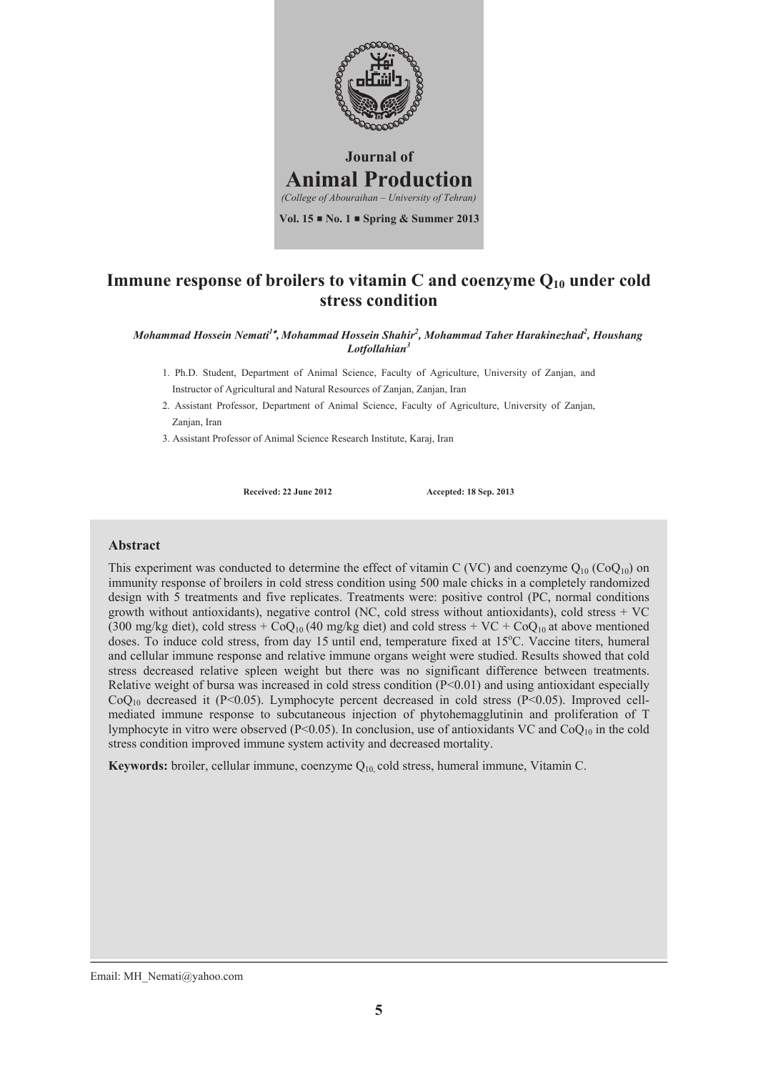**Journal of**

**Animal Production**

*(College of Abouraihan – University of Tehran)*

**Vol. 15 ■ No. 1 ■ Spring & Summer 2013**

# Immune response of broilers to vitamin C and coenzyme $Q_{10}$ under cold stress condition

*Mohammad Hossein Nemati[1*], Mohammad Hossein Shahir[2], Mohammad Taher Harakinezhad[2], Houshang Lotfollahian[3]*

1. Ph.D. Student, Department of Animal Science, Faculty of Agriculture, University of Zanjan, and Instructor of Agricultural and Natural Resources of Zanjan, Zanjan, Iran
2. Assistant Professor, Department of Animal Science, Faculty of Agriculture, University of Zanjan, Zanjan, Iran
3. Assistant Professor of Animal Science Research Institute, Karaj, Iran

**Received: 22 June 2012** **Accepted: 18 Sep. 2013**

## Abstract

This experiment was conducted to determine the effect of vitamin C (VC) and coenzyme $Q_{10}$ ($CoQ_{10}$) on immunity response of broilers in cold stress condition using 500 male chicks in a completely randomized design with 5 treatments and five replicates. Treatments were: positive control (PC, normal conditions growth without antioxidants), negative control (NC, cold stress without antioxidants), cold stress + VC (300 mg/kg diet), cold stress + $CoQ_{10}$ (40 mg/kg diet) and cold stress + VC + $CoQ_{10}$ at above mentioned doses. To induce cold stress, from day 15 until end, temperature fixed at 15°C. Vaccine titers, humeral and cellular immune response and relative immune organs weight were studied. Results showed that cold stress decreased relative spleen weight but there was no significant difference between treatments. Relative weight of bursa was increased in cold stress condition ($P<0.01$) and using antioxidant especially $CoQ_{10}$ decreased it ($P<0.05$). Lymphocyte percent decreased in cold stress ($P<0.05$). Improved cell-mediated immune response to subcutaneous injection of phytohemagglutinin and proliferation of T lymphocyte in vitro were observed ($P<0.05$). In conclusion, use of antioxidants VC and $CoQ_{10}$ in the cold stress condition improved immune system activity and decreased mortality.

**Keywords:** broiler, cellular immune, coenzyme $Q_{10,}$ cold stress, humeral immune, Vitamin C.

Email: MH_Nemati@yahoo.com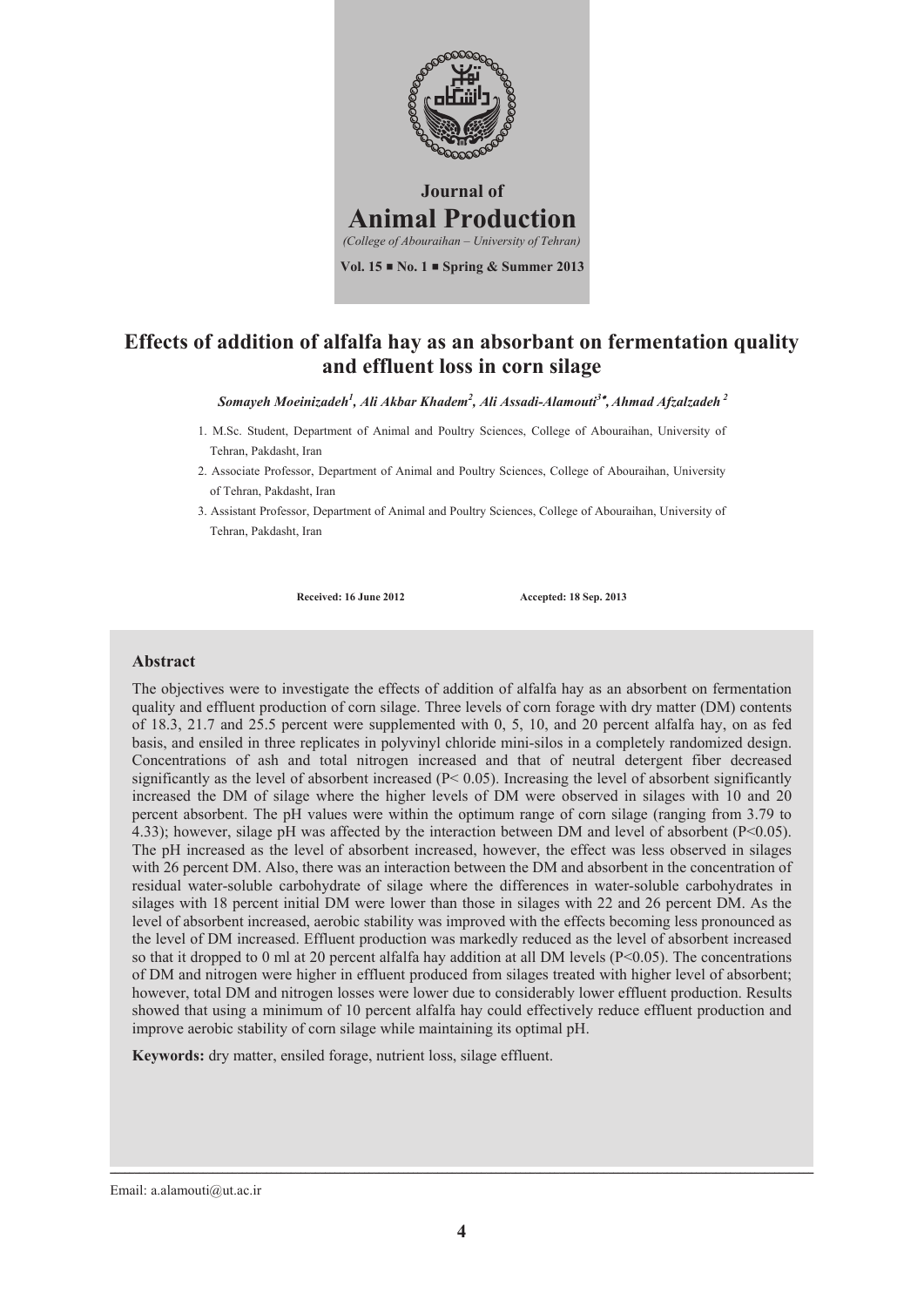Journal of
# Animal Production
*(College of Abouraihan – University of Tehran)*

**Vol. 15 ■ No. 1 ■ Spring & Summer 2013**

# Effects of addition of alfalfa hay as an absorbant on fermentation quality and effluent loss in corn silage

***Somayeh Moeinizadeh[1], Ali Akbar Khadem[2], Ali Assadi-Alamouti[3]\*, Ahmad Afzalzadeh [2]***

1. M.Sc. Student, Department of Animal and Poultry Sciences, College of Abouraihan, University of Tehran, Pakdasht, Iran
2. Associate Professor, Department of Animal and Poultry Sciences, College of Abouraihan, University of Tehran, Pakdasht, Iran
3. Assistant Professor, Department of Animal and Poultry Sciences, College of Abouraihan, University of Tehran, Pakdasht, Iran

**Received: 16 June 2012** **Accepted: 18 Sep. 2013**

## Abstract

The objectives were to investigate the effects of addition of alfalfa hay as an absorbent on fermentation quality and effluent production of corn silage. Three levels of corn forage with dry matter (DM) contents of 18.3, 21.7 and 25.5 percent were supplemented with 0, 5, 10, and 20 percent alfalfa hay, on as fed basis, and ensiled in three replicates in polyvinyl chloride mini-silos in a completely randomized design. Concentrations of ash and total nitrogen increased and that of neutral detergent fiber decreased significantly as the level of absorbent increased ($P < 0.05$). Increasing the level of absorbent significantly increased the DM of silage where the higher levels of DM were observed in silages with 10 and 20 percent absorbent. The pH values were within the optimum range of corn silage (ranging from 3.79 to 4.33); however, silage pH was affected by the interaction between DM and level of absorbent ($P<0.05$). The pH increased as the level of absorbent increased, however, the effect was less observed in silages with 26 percent DM. Also, there was an interaction between the DM and absorbent in the concentration of residual water-soluble carbohydrate of silage where the differences in water-soluble carbohydrates in silages with 18 percent initial DM were lower than those in silages with 22 and 26 percent DM. As the level of absorbent increased, aerobic stability was improved with the effects becoming less pronounced as the level of DM increased. Effluent production was markedly reduced as the level of absorbent increased so that it dropped to 0 ml at 20 percent alfalfa hay addition at all DM levels ($P<0.05$). The concentrations of DM and nitrogen were higher in effluent produced from silages treated with higher level of absorbent; however, total DM and nitrogen losses were lower due to considerably lower effluent production. Results showed that using a minimum of 10 percent alfalfa hay could effectively reduce effluent production and improve aerobic stability of corn silage while maintaining its optimal pH.

**Keywords:** dry matter, ensiled forage, nutrient loss, silage effluent.

Email: a.alamouti@ut.ac.ir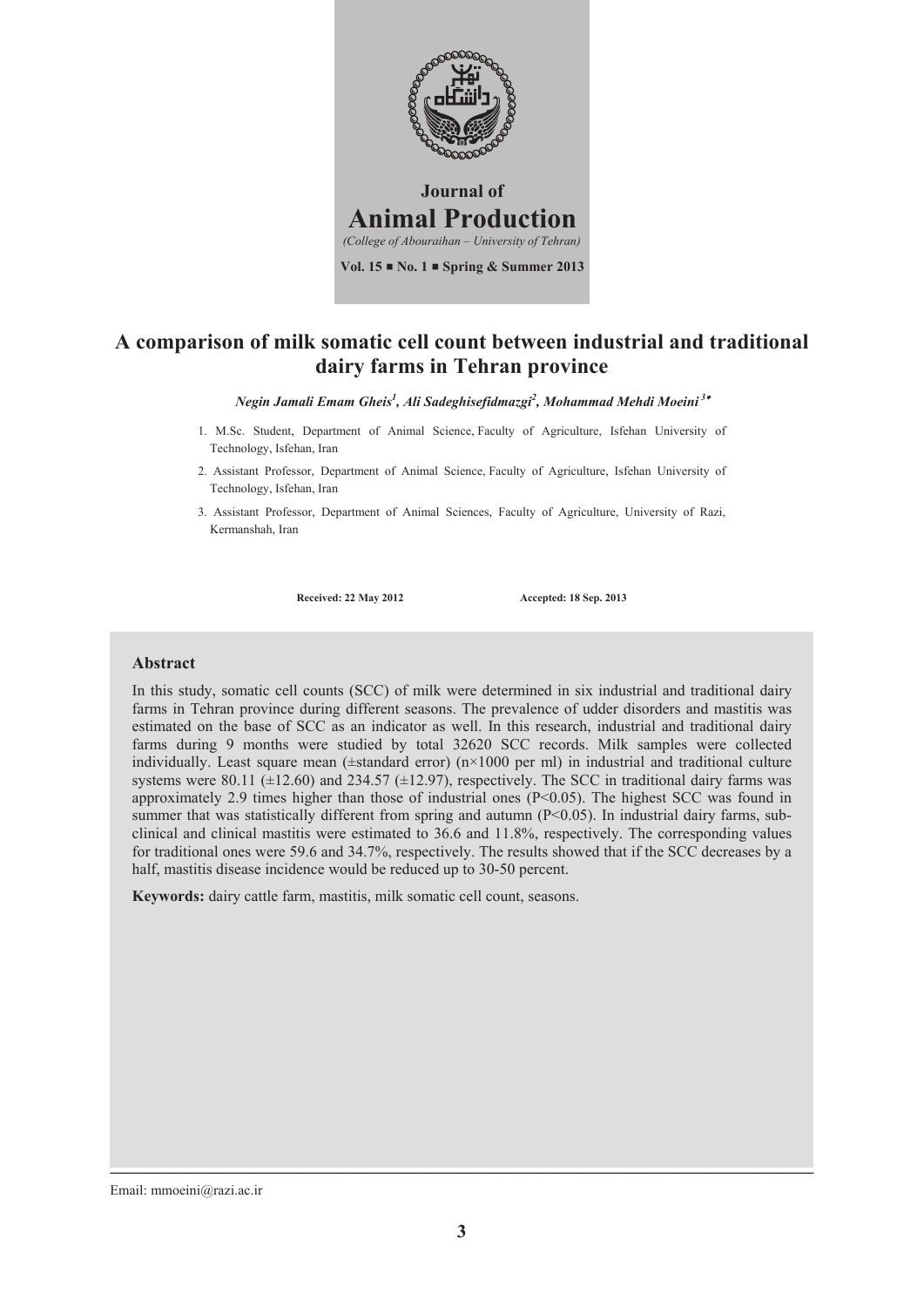Journal of

# Animal Production

*(College of Abouraihan – University of Tehran)*

**Vol. 15 ■ No. 1 ■ Spring & Summer 2013**

# A comparison of milk somatic cell count between industrial and traditional dairy farms in Tehran province

***Negin Jamali Emam Gheis[1], Ali Sadeghisefidmazgi[2], Mohammad Mehdi Moeini [3]****

1. M.Sc. Student, Department of Animal Science, Faculty of Agriculture, Isfehan University of Technology, Isfehan, Iran
2. Assistant Professor, Department of Animal Science, Faculty of Agriculture, Isfehan University of Technology, Isfehan, Iran
3. Assistant Professor, Department of Animal Sciences, Faculty of Agriculture, University of Razi, Kermanshah, Iran

**Received: 22 May 2012** **Accepted: 18 Sep. 2013**

## Abstract

In this study, somatic cell counts (SCC) of milk were determined in six industrial and traditional dairy farms in Tehran province during different seasons. The prevalence of udder disorders and mastitis was estimated on the base of SCC as an indicator as well. In this research, industrial and traditional dairy farms during 9 months were studied by total 32620 SCC records. Milk samples were collected individually. Least square mean (±standard error) (n×1000 per ml) in industrial and traditional culture systems were 80.11 (±12.60) and 234.57 (±12.97), respectively. The SCC in traditional dairy farms was approximately 2.9 times higher than those of industrial ones ($P<0.05$). The highest SCC was found in summer that was statistically different from spring and autumn ($P<0.05$). In industrial dairy farms, sub-clinical and clinical mastitis were estimated to 36.6 and 11.8%, respectively. The corresponding values for traditional ones were 59.6 and 34.7%, respectively. The results showed that if the SCC decreases by a half, mastitis disease incidence would be reduced up to 30-50 percent.

**Keywords:** dairy cattle farm, mastitis, milk somatic cell count, seasons.

Email: mmoeini@razi.ac.ir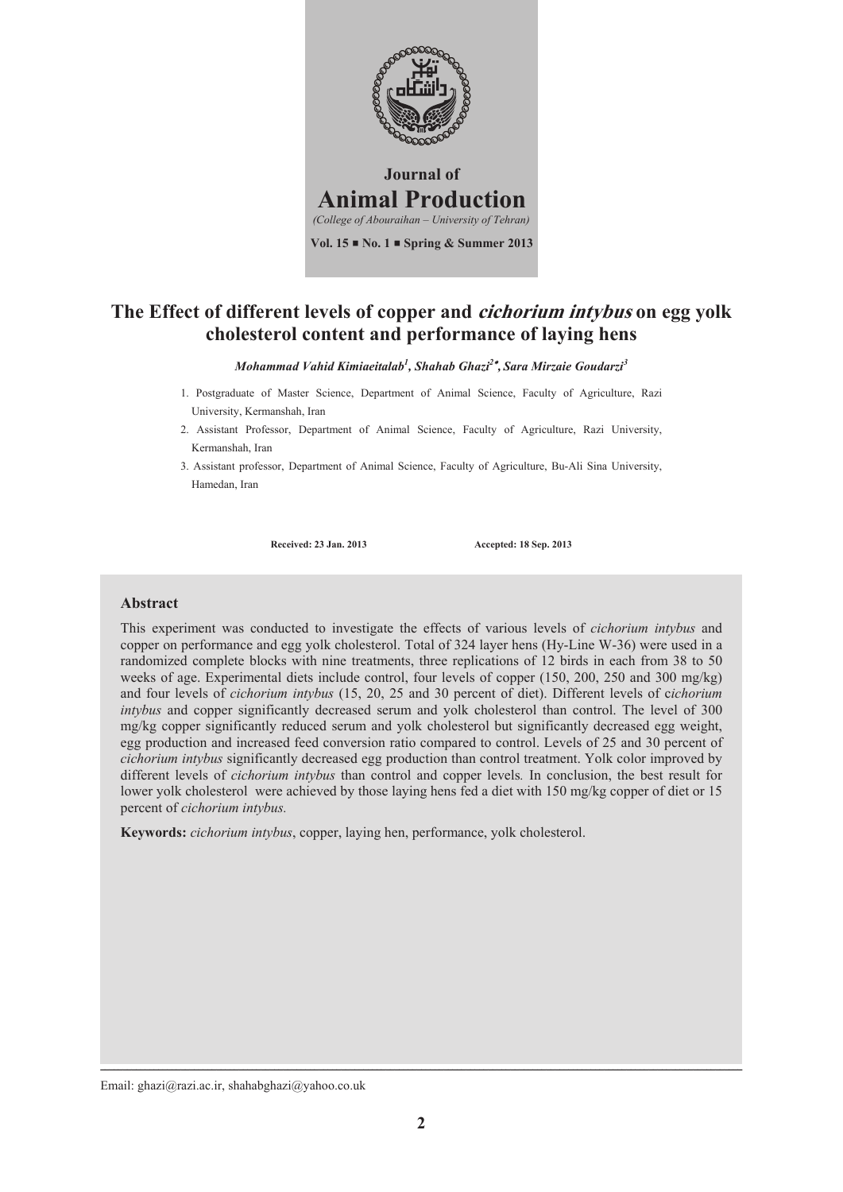Journal of

# Animal Production

*(College of Abouraihan – University of Tehran)*

**Vol. 15 ■ No. 1 ■ Spring & Summer 2013**

# The Effect of different levels of copper and *cichorium intybus* on egg yolk cholesterol content and performance of laying hens

***Mohammad Vahid Kimiaeitalab[1], Shahab Ghazi[2]\*, Sara Mirzaie Goudarzi[3]***

1. Postgraduate of Master Science, Department of Animal Science, Faculty of Agriculture, Razi University, Kermanshah, Iran
2. Assistant Professor, Department of Animal Science, Faculty of Agriculture, Razi University, Kermanshah, Iran
3. Assistant professor, Department of Animal Science, Faculty of Agriculture, Bu-Ali Sina University, Hamedan, Iran

**Received: 23 Jan. 2013** **Accepted: 18 Sep. 2013**

## Abstract

This experiment was conducted to investigate the effects of various levels of *cichorium intybus* and copper on performance and egg yolk cholesterol. Total of 324 layer hens (Hy-Line W-36) were used in a randomized complete blocks with nine treatments, three replications of 12 birds in each from 38 to 50 weeks of age. Experimental diets include control, four levels of copper (150, 200, 250 and 300 mg/kg) and four levels of *cichorium intybus* (15, 20, 25 and 30 percent of diet). Different levels of c*ichorium intybus* and copper significantly decreased serum and yolk cholesterol than control. The level of 300 mg/kg copper significantly reduced serum and yolk cholesterol but significantly decreased egg weight, egg production and increased feed conversion ratio compared to control. Levels of 25 and 30 percent of *cichorium intybus* significantly decreased egg production than control treatment. Yolk color improved by different levels of *cichorium intybus* than control and copper levels*.* In conclusion, the best result for lower yolk cholesterol were achieved by those laying hens fed a diet with 150 mg/kg copper of diet or 15 percent of *cichorium intybus.*

**Keywords:** *cichorium intybus*, copper, laying hen, performance, yolk cholesterol.

Email: ghazi@razi.ac.ir, shahabghazi@yahoo.co.uk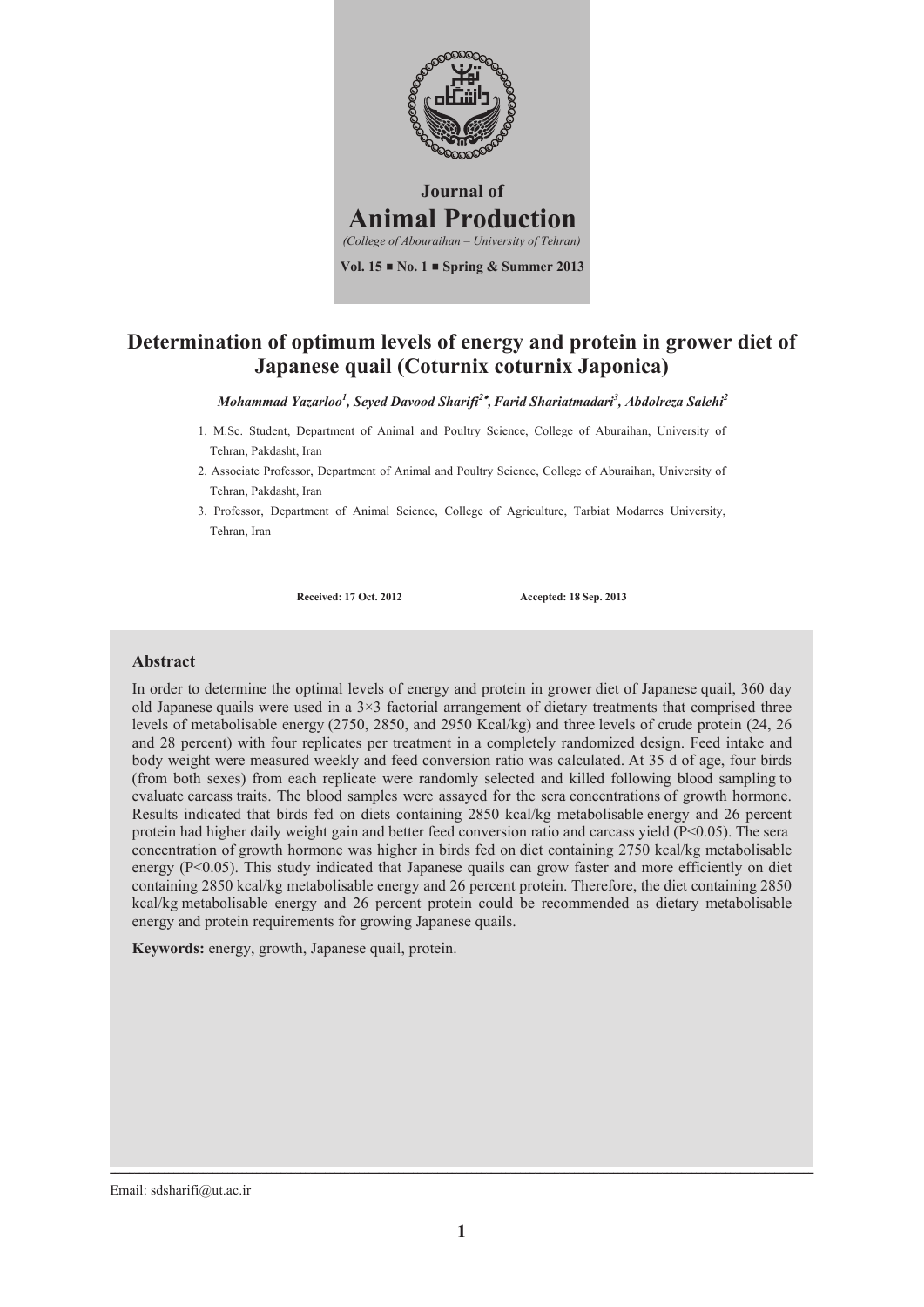Journal of

# Animal Production

*(College of Abouraihan – University of Tehran)*

**Vol. 15 ■ No. 1 ■ Spring & Summer 2013**

# Determination of optimum levels of energy and protein in grower diet of Japanese quail (Coturnix coturnix Japonica)

***Mohammad Yazarloo[1], Seyed Davood Sharifi[2*], Farid Shariatmadari[3], Abdolreza Salehi[2]***

1. M.Sc. Student, Department of Animal and Poultry Science, College of Aburaihan, University of Tehran, Pakdasht, Iran
2. Associate Professor, Department of Animal and Poultry Science, College of Aburaihan, University of Tehran, Pakdasht, Iran
3. Professor, Department of Animal Science, College of Agriculture, Tarbiat Modarres University, Tehran, Iran

**Received: 17 Oct. 2012** **Accepted: 18 Sep. 2013**

## Abstract

In order to determine the optimal levels of energy and protein in grower diet of Japanese quail, 360 day old Japanese quails were used in a 3×3 factorial arrangement of dietary treatments that comprised three levels of metabolisable energy (2750, 2850, and 2950 Kcal/kg) and three levels of crude protein (24, 26 and 28 percent) with four replicates per treatment in a completely randomized design. Feed intake and body weight were measured weekly and feed conversion ratio was calculated. At 35 d of age, four birds (from both sexes) from each replicate were randomly selected and killed following blood sampling to evaluate carcass traits. The blood samples were assayed for the sera concentrations of growth hormone. Results indicated that birds fed on diets containing 2850 kcal/kg metabolisable energy and 26 percent protein had higher daily weight gain and better feed conversion ratio and carcass yield ($P<0.05$). The sera concentration of growth hormone was higher in birds fed on diet containing 2750 kcal/kg metabolisable energy ($P<0.05$). This study indicated that Japanese quails can grow faster and more efficiently on diet containing 2850 kcal/kg metabolisable energy and 26 percent protein. Therefore, the diet containing 2850 kcal/kg metabolisable energy and 26 percent protein could be recommended as dietary metabolisable energy and protein requirements for growing Japanese quails.

**Keywords:** energy, growth, Japanese quail, protein.

Email: sdsharifi@ut.ac.ir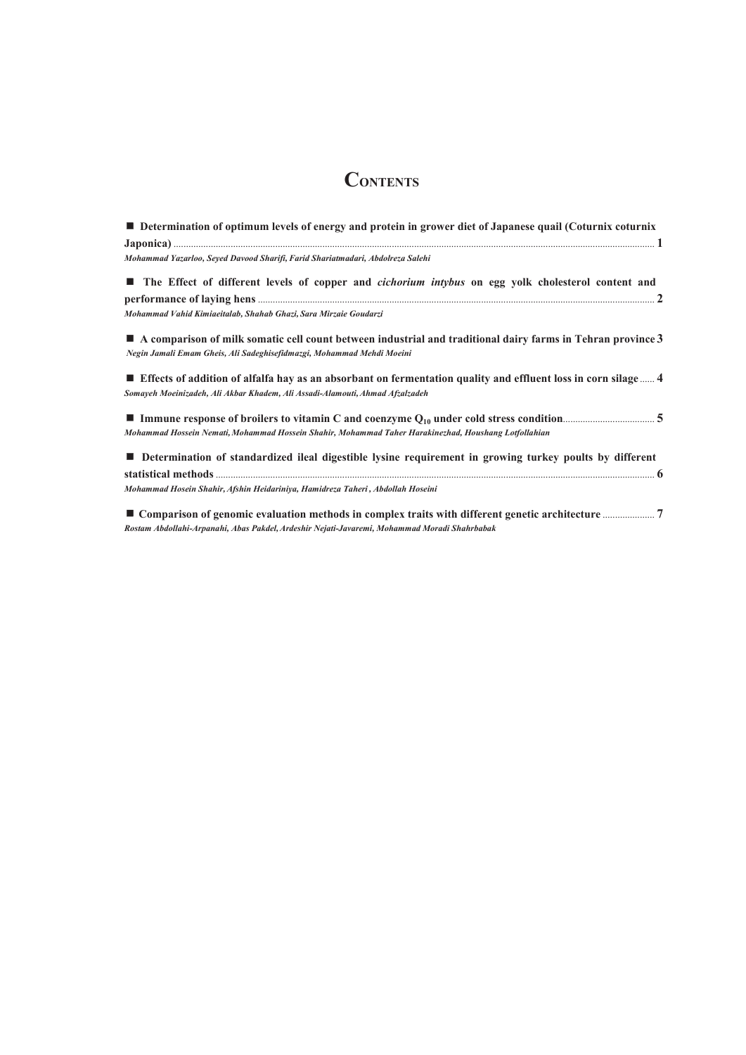# Contents

- **Determination of optimum levels of energy and protein in grower diet of Japanese quail (Coturnix coturnix Japonica)** ..... 1
  *Mohammad Yazarloo, Seyed Davood Sharifi, Farid Shariatmadari, Abdolreza Salehi*

- **The Effect of different levels of copper and *cichorium intybus* on egg yolk cholesterol content and performance of laying hens** ..... 2
  *Mohammad Vahid Kimiaeitalab, Shahab Ghazi, Sara Mirzaie Goudarzi*

- **A comparison of milk somatic cell count between industrial and traditional dairy farms in Tehran province** 3
  *Negin Jamali Emam Gheis, Ali Sadeghisefidmazgi, Mohammad Mehdi Moeini*

- **Effects of addition of alfalfa hay as an absorbant on fermentation quality and effluent loss in corn silage** ..... 4
  *Somayeh Moeinizadeh, Ali Akbar Khadem, Ali Assadi-Alamouti, Ahmad Afzalzadeh*

- **Immune response of broilers to vitamin C and coenzyme $Q_{10}$ under cold stress condition** ..... 5
  *Mohammad Hossein Nemati, Mohammad Hossein Shahir, Mohammad Taher Harakinezhad, Houshang Lotfollahian*

- **Determination of standardized ileal digestible lysine requirement in growing turkey poults by different statistical methods** ..... 6
  *Mohammad Hosein Shahir, Afshin Heidariniya, Hamidreza Taheri , Abdollah Hoseini*

- **Comparison of genomic evaluation methods in complex traits with different genetic architecture** ..... 7
  *Rostam Abdollahi-Arpanahi, Abas Pakdel, Ardeshir Nejati-Javaremi, Mohammad Moradi Shahrbabak*